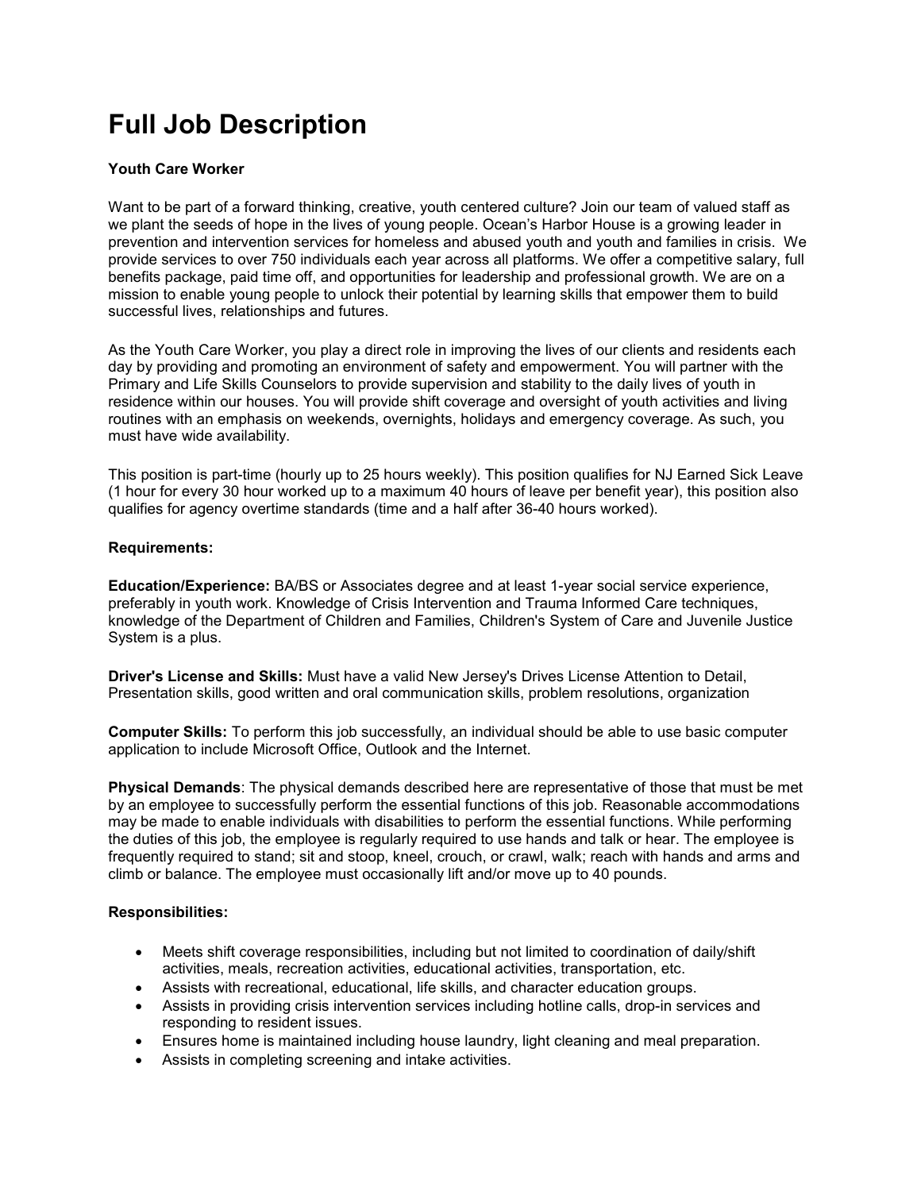# Full Job Description

**Youth Care Worker**

Want to be part of a forward thinking, creative, youth centered culture? Join our team of valued staff as we plant the seeds of hope in the lives of young people. Ocean's Harbor House is a growing leader in prevention and intervention services for homeless and abused youth and youth and families in crisis. We provide services to over 750 individuals each year across all platforms. We offer a competitive salary, full benefits package, paid time off, and opportunities for leadership and professional growth. We are on a mission to enable young people to unlock their potential by learning skills that empower them to build successful lives, relationships and futures.

As the Youth Care Worker, you play a direct role in improving the lives of our clients and residents each day by providing and promoting an environment of safety and empowerment. You will partner with the Primary and Life Skills Counselors to provide supervision and stability to the daily lives of youth in residence within our houses. You will provide shift coverage and oversight of youth activities and living routines with an emphasis on weekends, overnights, holidays and emergency coverage. As such, you must have wide availability.

This position is part-time (hourly up to 25 hours weekly). This position qualifies for NJ Earned Sick Leave (1 hour for every 30 hour worked up to a maximum 40 hours of leave per benefit year), this position also qualifies for agency overtime standards (time and a half after 36-40 hours worked).

**Requirements:**

**Education/Experience:** BA/BS or Associates degree and at least 1-year social service experience, preferably in youth work. Knowledge of Crisis Intervention and Trauma Informed Care techniques, knowledge of the Department of Children and Families, Children's System of Care and Juvenile Justice System is a plus.

**Driver's License and Skills:** Must have a valid New Jersey's Drives License Attention to Detail, Presentation skills, good written and oral communication skills, problem resolutions, organization

**Computer Skills:** To perform this job successfully, an individual should be able to use basic computer application to include Microsoft Office, Outlook and the Internet.

**Physical Demands**: The physical demands described here are representative of those that must be met by an employee to successfully perform the essential functions of this job. Reasonable accommodations may be made to enable individuals with disabilities to perform the essential functions. While performing the duties of this job, the employee is regularly required to use hands and talk or hear. The employee is frequently required to stand; sit and stoop, kneel, crouch, or crawl, walk; reach with hands and arms and climb or balance. The employee must occasionally lift and/or move up to 40 pounds.

**Responsibilities:**

- Meets shift coverage responsibilities, including but not limited to coordination of daily/shift activities, meals, recreation activities, educational activities, transportation, etc.
- Assists with recreational, educational, life skills, and character education groups.
- Assists in providing crisis intervention services including hotline calls, drop-in services and responding to resident issues.
- Ensures home is maintained including house laundry, light cleaning and meal preparation.
- Assists in completing screening and intake activities.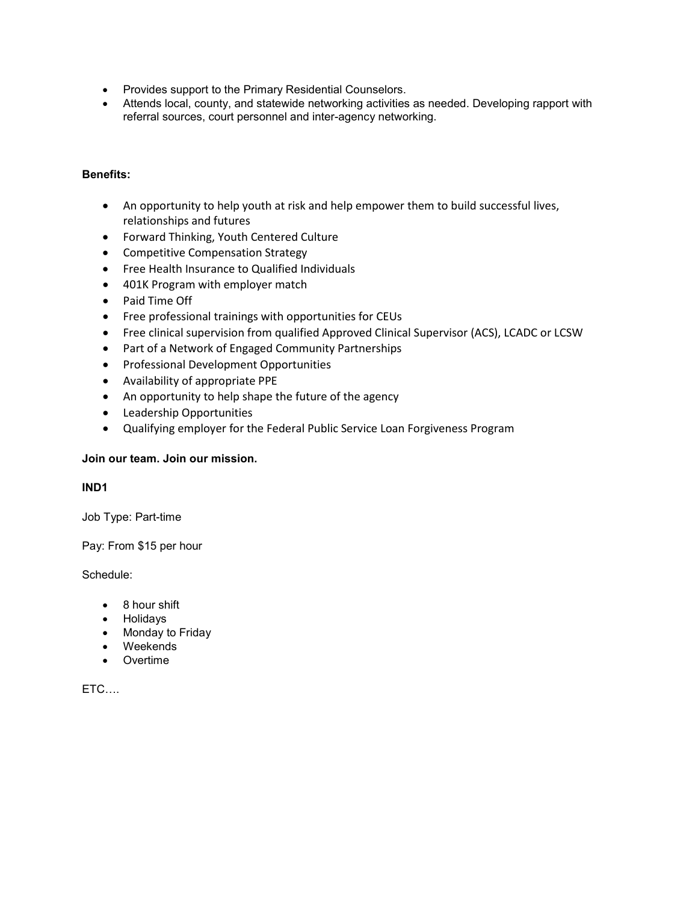- Provides support to the Primary Residential Counselors.
- Attends local, county, and statewide networking activities as needed. Developing rapport with referral sources, court personnel and inter-agency networking.

**Benefits:**

- An opportunity to help youth at risk and help empower them to build successful lives, relationships and futures
- Forward Thinking, Youth Centered Culture
- Competitive Compensation Strategy
- Free Health Insurance to Qualified Individuals
- 401K Program with employer match
- Paid Time Off
- Free professional trainings with opportunities for CEUs
- Free clinical supervision from qualified Approved Clinical Supervisor (ACS), LCADC or LCSW
- Part of a Network of Engaged Community Partnerships
- Professional Development Opportunities
- Availability of appropriate PPE
- An opportunity to help shape the future of the agency
- Leadership Opportunities
- Qualifying employer for the Federal Public Service Loan Forgiveness Program

**Join our team. Join our mission.**

**IND1**

Job Type: Part-time

Pay: From $15 per hour

Schedule:

- 8 hour shift
- Holidays
- Monday to Friday
- Weekends
- Overtime

ETC….